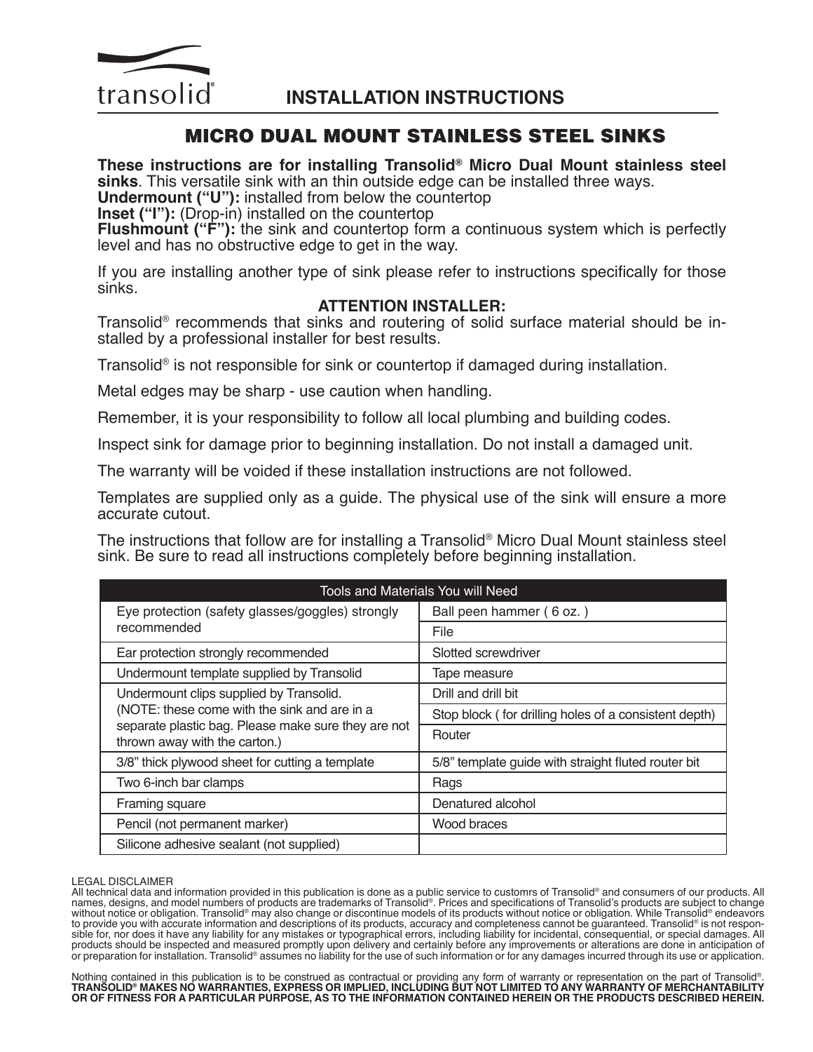transolid®

# INSTALLATION INSTRUCTIONS

## MICRO DUAL MOUNT STAINLESS STEEL SINKS

**These instructions are for installing Transolid® Micro Dual Mount stainless steel sinks**. This versatile sink with an thin outside edge can be installed three ways.
**Undermount ("U"):** installed from below the countertop
**Inset ("I"):** (Drop-in) installed on the countertop
**Flushmount ("F"):** the sink and countertop form a continuous system which is perfectly level and has no obstructive edge to get in the way.

If you are installing another type of sink please refer to instructions specifically for those sinks.

**ATTENTION INSTALLER:**

Transolid® recommends that sinks and routering of solid surface material should be installed by a professional installer for best results.

Transolid® is not responsible for sink or countertop if damaged during installation.

Metal edges may be sharp - use caution when handling.

Remember, it is your responsibility to follow all local plumbing and building codes.

Inspect sink for damage prior to beginning installation. Do not install a damaged unit.

The warranty will be voided if these installation instructions are not followed.

Templates are supplied only as a guide. The physical use of the sink will ensure a more accurate cutout.

The instructions that follow are for installing a Transolid® Micro Dual Mount stainless steel sink. Be sure to read all instructions completely before beginning installation.

| Tools and Materials You will Need | |
|---|---|
| Eye protection (safety glasses/goggles) strongly recommended | Ball peen hammer ( 6 oz. ) |
| | File |
| Ear protection strongly recommended | Slotted screwdriver |
| Undermount template supplied by Transolid | Tape measure |
| Undermount clips supplied by Transolid. (NOTE: these come with the sink and are in a separate plastic bag. Please make sure they are not thrown away with the carton.) | Drill and drill bit |
| | Stop block ( for drilling holes of a consistent depth) |
| | Router |
| 3/8" thick plywood sheet for cutting a template | 5/8" template guide with straight fluted router bit |
| Two 6-inch bar clamps | Rags |
| Framing square | Denatured alcohol |
| Pencil (not permanent marker) | Wood braces |
| Silicone adhesive sealant (not supplied) | |

LEGAL DISCLAIMER
All technical data and information provided in this publication is done as a public service to customrs of Transolid® and consumers of our products. All names, designs, and model numbers of products are trademarks of Transolid®. Prices and specifications of Transolid's products are subject to change without notice or obligation. Transolid® may also change or discontinue models of its products without notice or obligation. While Transolid® endeavors to provide you with accurate information and descriptions of its products, accuracy and completeness cannot be guaranteed. Transolid® is not responsible for, nor does it have any liability for any mistakes or typographical errors, including liability for incidental, consequential, or special damages. All products should be inspected and measured promptly upon delivery and certainly before any improvements or alterations are done in anticipation of or preparation for installation. Transolid® assumes no liability for the use of such information or for any damages incurred through its use or application.

Nothing contained in this publication is to be construed as contractual or providing any form of warranty or representation on the part of Transolid®. **TRANSOLID® MAKES NO WARRANTIES, EXPRESS OR IMPLIED, INCLUDING BUT NOT LIMITED TO ANY WARRANTY OF MERCHANTABILITY OR OF FITNESS FOR A PARTICULAR PURPOSE, AS TO THE INFORMATION CONTAINED HEREIN OR THE PRODUCTS DESCRIBED HEREIN.**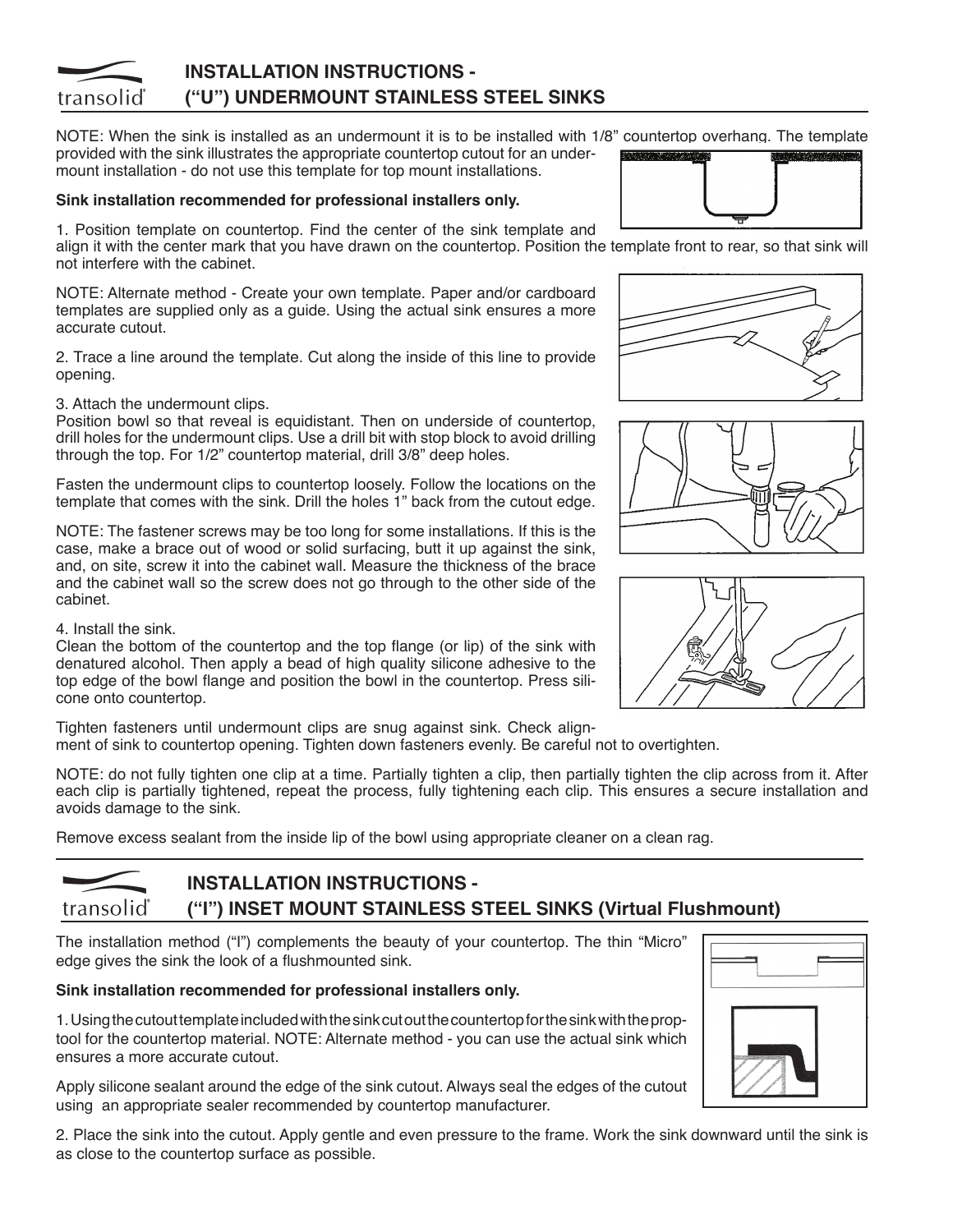## INSTALLATION INSTRUCTIONS - ("U") UNDERMOUNT STAINLESS STEEL SINKS

NOTE: When the sink is installed as an undermount it is to be installed with 1/8" countertop overhang. The template provided with the sink illustrates the appropriate countertop cutout for an undermount installation - do not use this template for top mount installations.

**Sink installation recommended for professional installers only.**

1. Position template on countertop. Find the center of the sink template and align it with the center mark that you have drawn on the countertop. Position the template front to rear, so that sink will not interfere with the cabinet.

NOTE: Alternate method - Create your own template. Paper and/or cardboard templates are supplied only as a guide. Using the actual sink ensures a more accurate cutout.

2. Trace a line around the template. Cut along the inside of this line to provide opening.

3. Attach the undermount clips.
Position bowl so that reveal is equidistant. Then on underside of countertop, drill holes for the undermount clips. Use a drill bit with stop block to avoid drilling through the top. For 1/2" countertop material, drill 3/8" deep holes.

Fasten the undermount clips to countertop loosely. Follow the locations on the template that comes with the sink. Drill the holes 1" back from the cutout edge.

NOTE: The fastener screws may be too long for some installations. If this is the case, make a brace out of wood or solid surfacing, butt it up against the sink, and, on site, screw it into the cabinet wall. Measure the thickness of the brace and the cabinet wall so the screw does not go through to the other side of the cabinet.

4. Install the sink.
Clean the bottom of the countertop and the top flange (or lip) of the sink with denatured alcohol. Then apply a bead of high quality silicone adhesive to the top edge of the bowl flange and position the bowl in the countertop. Press silicone onto countertop.

Tighten fasteners until undermount clips are snug against sink. Check alignment of sink to countertop opening. Tighten down fasteners evenly. Be careful not to overtighten.

NOTE: do not fully tighten one clip at a time. Partially tighten a clip, then partially tighten the clip across from it. After each clip is partially tightened, repeat the process, fully tightening each clip. This ensures a secure installation and avoids damage to the sink.

Remove excess sealant from the inside lip of the bowl using appropriate cleaner on a clean rag.

## INSTALLATION INSTRUCTIONS - ("I") INSET MOUNT STAINLESS STEEL SINKS (Virtual Flushmount)

The installation method ("I") complements the beauty of your countertop. The thin "Micro" edge gives the sink the look of a flushmounted sink.

**Sink installation recommended for professional installers only.**

1. Using the cutout template included with the sink cut out the countertop for the sink with the proper tool for the countertop material. NOTE: Alternate method - you can use the actual sink which ensures a more accurate cutout.

Apply silicone sealant around the edge of the sink cutout. Always seal the edges of the cutout using an appropriate sealer recommended by countertop manufacturer.

2. Place the sink into the cutout. Apply gentle and even pressure to the frame. Work the sink downward until the sink is as close to the countertop surface as possible.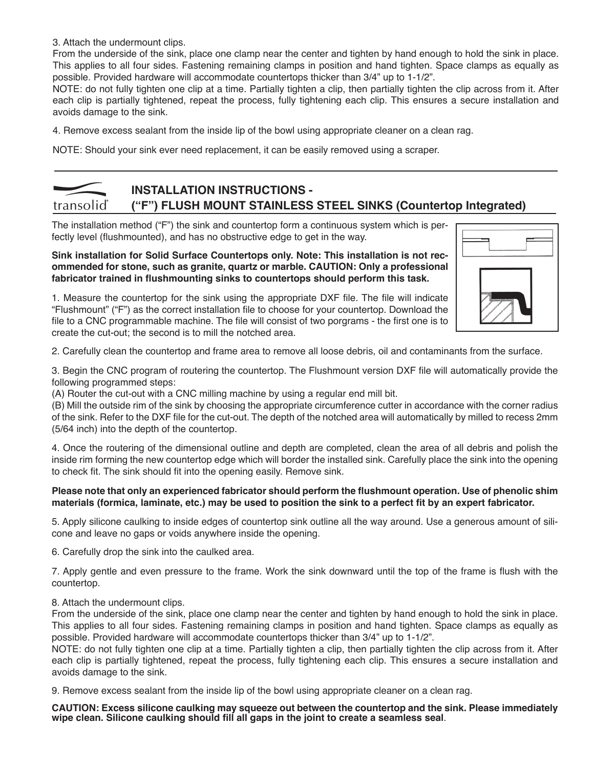3. Attach the undermount clips.
From the underside of the sink, place one clamp near the center and tighten by hand enough to hold the sink in place. This applies to all four sides. Fastening remaining clamps in position and hand tighten. Space clamps as equally as possible. Provided hardware will accommodate countertops thicker than 3/4" up to 1-1/2".
NOTE: do not fully tighten one clip at a time. Partially tighten a clip, then partially tighten the clip across from it. After each clip is partially tightened, repeat the process, fully tightening each clip. This ensures a secure installation and avoids damage to the sink.

4. Remove excess sealant from the inside lip of the bowl using appropriate cleaner on a clean rag.

NOTE: Should your sink ever need replacement, it can be easily removed using a scraper.

---

transolid®

## INSTALLATION INSTRUCTIONS - ("F") FLUSH MOUNT STAINLESS STEEL SINKS (Countertop Integrated)

The installation method ("F") the sink and countertop form a continuous system which is perfectly level (flushmounted), and has no obstructive edge to get in the way.

**Sink installation for Solid Surface Countertops only. Note: This installation is not recommended for stone, such as granite, quartz or marble. CAUTION: Only a professional fabricator trained in flushmounting sinks to countertops should perform this task.**

1. Measure the countertop for the sink using the appropriate DXF file. The file will indicate "Flushmount" ("F") as the correct installation file to choose for your countertop. Download the file to a CNC programmable machine. The file will consist of two porgrams - the first one is to create the cut-out; the second is to mill the notched area.

2. Carefully clean the countertop and frame area to remove all loose debris, oil and contaminants from the surface.

3. Begin the CNC program of routering the countertop. The Flushmount version DXF file will automatically provide the following programmed steps:
(A) Router the cut-out with a CNC milling machine by using a regular end mill bit.
(B) Mill the outside rim of the sink by choosing the appropriate circumference cutter in accordance with the corner radius of the sink. Refer to the DXF file for the cut-out. The depth of the notched area will automatically by milled to recess 2mm (5/64 inch) into the depth of the countertop.

4. Once the routering of the dimensional outline and depth are completed, clean the area of all debris and polish the inside rim forming the new countertop edge which will border the installed sink. Carefully place the sink into the opening to check fit. The sink should fit into the opening easily. Remove sink.

**Please note that only an experienced fabricator should perform the flushmount operation. Use of phenolic shim materials (formica, laminate, etc.) may be used to position the sink to a perfect fit by an expert fabricator.**

5. Apply silicone caulking to inside edges of countertop sink outline all the way around. Use a generous amount of silicone and leave no gaps or voids anywhere inside the opening.

6. Carefully drop the sink into the caulked area.

7. Apply gentle and even pressure to the frame. Work the sink downward until the top of the frame is flush with the countertop.

8. Attach the undermount clips.
From the underside of the sink, place one clamp near the center and tighten by hand enough to hold the sink in place. This applies to all four sides. Fastening remaining clamps in position and hand tighten. Space clamps as equally as possible. Provided hardware will accommodate countertops thicker than 3/4" up to 1-1/2".
NOTE: do not fully tighten one clip at a time. Partially tighten a clip, then partially tighten the clip across from it. After each clip is partially tightened, repeat the process, fully tightening each clip. This ensures a secure installation and avoids damage to the sink.

9. Remove excess sealant from the inside lip of the bowl using appropriate cleaner on a clean rag.

**CAUTION: Excess silicone caulking may squeeze out between the countertop and the sink. Please immediately wipe clean. Silicone caulking should fill all gaps in the joint to create a seamless seal**.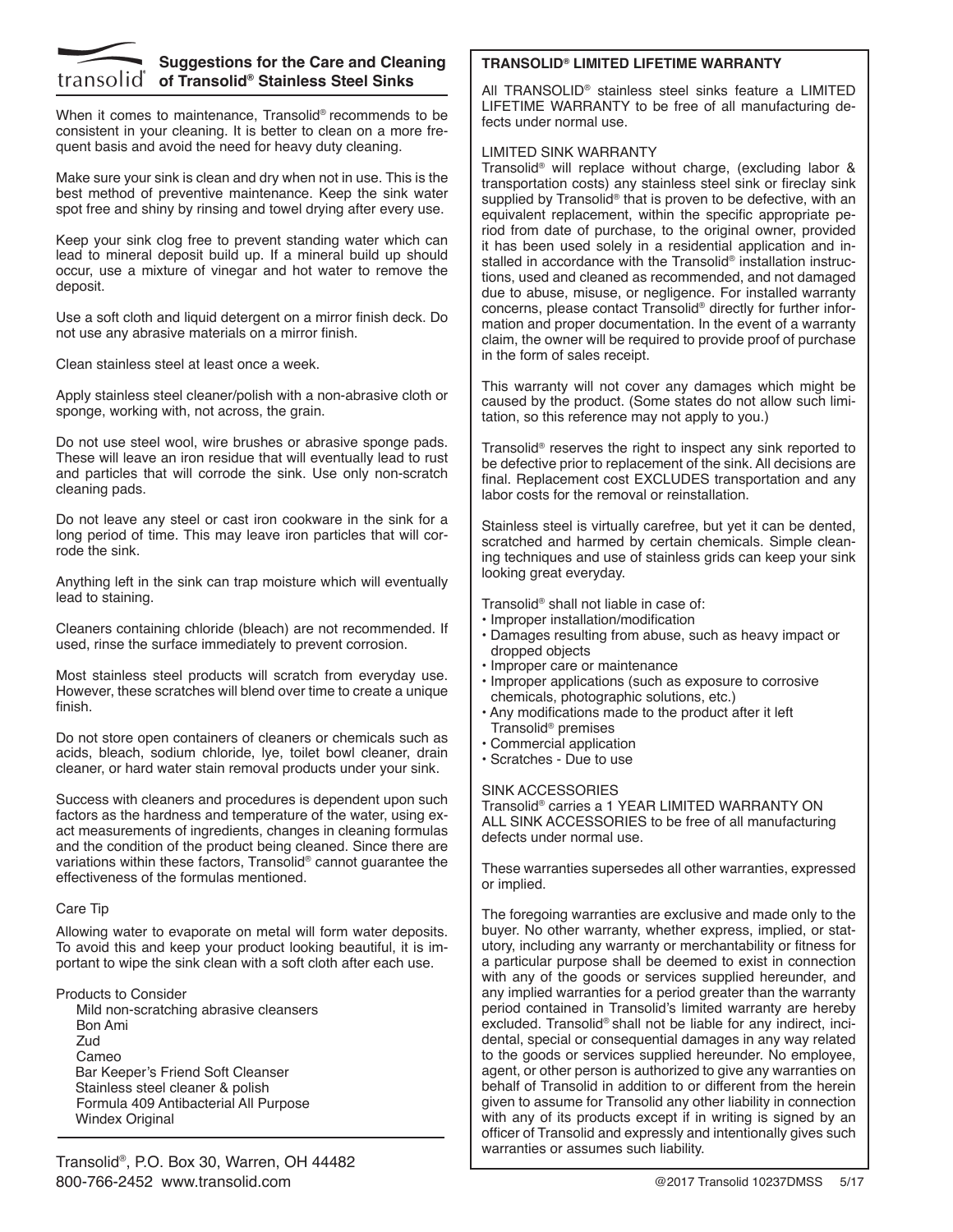# transolid® Suggestions for the Care and Cleaning of Transolid® Stainless Steel Sinks

When it comes to maintenance, Transolid® recommends to be consistent in your cleaning. It is better to clean on a more frequent basis and avoid the need for heavy duty cleaning.

Make sure your sink is clean and dry when not in use. This is the best method of preventive maintenance. Keep the sink water spot free and shiny by rinsing and towel drying after every use.

Keep your sink clog free to prevent standing water which can lead to mineral deposit build up. If a mineral build up should occur, use a mixture of vinegar and hot water to remove the deposit.

Use a soft cloth and liquid detergent on a mirror finish deck. Do not use any abrasive materials on a mirror finish.

Clean stainless steel at least once a week.

Apply stainless steel cleaner/polish with a non-abrasive cloth or sponge, working with, not across, the grain.

Do not use steel wool, wire brushes or abrasive sponge pads. These will leave an iron residue that will eventually lead to rust and particles that will corrode the sink. Use only non-scratch cleaning pads.

Do not leave any steel or cast iron cookware in the sink for a long period of time. This may leave iron particles that will corrode the sink.

Anything left in the sink can trap moisture which will eventually lead to staining.

Cleaners containing chloride (bleach) are not recommended. If used, rinse the surface immediately to prevent corrosion.

Most stainless steel products will scratch from everyday use. However, these scratches will blend over time to create a unique finish.

Do not store open containers of cleaners or chemicals such as acids, bleach, sodium chloride, lye, toilet bowl cleaner, drain cleaner, or hard water stain removal products under your sink.

Success with cleaners and procedures is dependent upon such factors as the hardness and temperature of the water, using exact measurements of ingredients, changes in cleaning formulas and the condition of the product being cleaned. Since there are variations within these factors, Transolid® cannot guarantee the effectiveness of the formulas mentioned.

Care Tip

Allowing water to evaporate on metal will form water deposits. To avoid this and keep your product looking beautiful, it is important to wipe the sink clean with a soft cloth after each use.

Products to Consider

- Mild non-scratching abrasive cleansers
- Bon Ami
- Zud
- Cameo
- Bar Keeper's Friend Soft Cleanser
- Stainless steel cleaner & polish
- Formula 409 Antibacterial All Purpose
- Windex Original

Transolid®, P.O. Box 30, Warren, OH 44482
800-766-2452 www.transolid.com

## TRANSOLID® LIMITED LIFETIME WARRANTY

All TRANSOLID® stainless steel sinks feature a LIMITED LIFETIME WARRANTY to be free of all manufacturing defects under normal use.

LIMITED SINK WARRANTY

Transolid® will replace without charge, (excluding labor & transportation costs) any stainless steel sink or fireclay sink supplied by Transolid® that is proven to be defective, with an equivalent replacement, within the specific appropriate period from date of purchase, to the original owner, provided it has been used solely in a residential application and installed in accordance with the Transolid® installation instructions, used and cleaned as recommended, and not damaged due to abuse, misuse, or negligence. For installed warranty concerns, please contact Transolid® directly for further information and proper documentation. In the event of a warranty claim, the owner will be required to provide proof of purchase in the form of sales receipt.

This warranty will not cover any damages which might be caused by the product. (Some states do not allow such limitation, so this reference may not apply to you.)

Transolid® reserves the right to inspect any sink reported to be defective prior to replacement of the sink. All decisions are final. Replacement cost EXCLUDES transportation and any labor costs for the removal or reinstallation.

Stainless steel is virtually carefree, but yet it can be dented, scratched and harmed by certain chemicals. Simple cleaning techniques and use of stainless grids can keep your sink looking great everyday.

Transolid® shall not liable in case of:

- Improper installation/modification
- Damages resulting from abuse, such as heavy impact or dropped objects
- Improper care or maintenance
- Improper applications (such as exposure to corrosive chemicals, photographic solutions, etc.)
- Any modifications made to the product after it left Transolid® premises
- Commercial application
- Scratches - Due to use

SINK ACCESSORIES

Transolid® carries a 1 YEAR LIMITED WARRANTY ON ALL SINK ACCESSORIES to be free of all manufacturing defects under normal use.

These warranties supersedes all other warranties, expressed or implied.

The foregoing warranties are exclusive and made only to the buyer. No other warranty, whether express, implied, or statutory, including any warranty or merchantability or fitness for a particular purpose shall be deemed to exist in connection with any of the goods or services supplied hereunder, and any implied warranties for a period greater than the warranty period contained in Transolid's limited warranty are hereby excluded. Transolid® shall not be liable for any indirect, incidental, special or consequential damages in any way related to the goods or services supplied hereunder. No employee, agent, or other person is authorized to give any warranties on behalf of Transolid in addition to or different from the herein given to assume for Transolid any other liability in connection with any of its products except if in writing is signed by an officer of Transolid and expressly and intentionally gives such warranties or assumes such liability.

@2017 Transolid 10237DMSS 5/17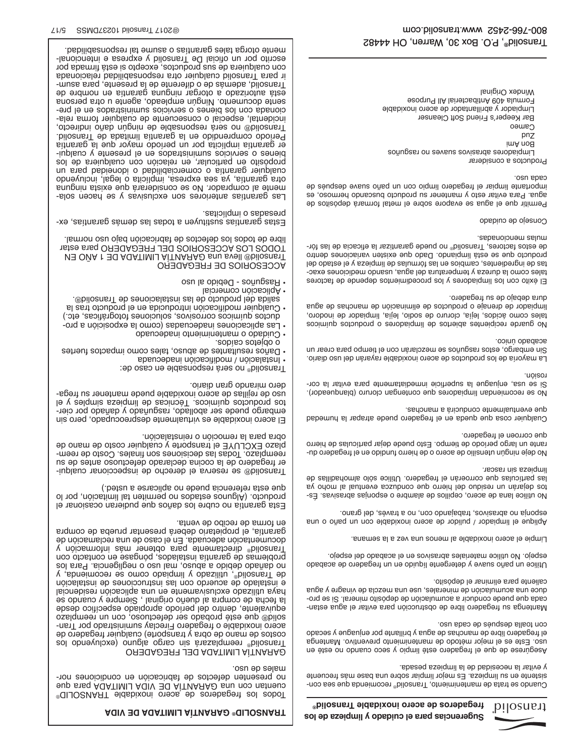transolid

**Sugerencias para el cuidado y limpieza de los fregaderos de acero inoxidable Transolid®**

Cuando se trata de mantenimiento, Transolid® recomienda que sea consistente en su limpieza. Es mejor limpiar sobre una base más frecuente y evitar la necesidad de la limpieza pesada.

Asegúrese de que el fregadero esté limpio y seco cuando no esté en uso. Este es el mejor método de mantenimiento preventivo. Mantenga el fregadero libre de manchas de agua y brillante por enjuague y secado con toalla después de cada uso.

Mantenga su fregadero libre de obstrucción para evitar el agua estancada que puede conducir a acumulación de depósito mineral. Si se produce una acumulación de minerales, use una mezcla de vinagre y agua caliente para eliminar el depósito.

Utilice un paño suave y detergente líquido en un fregadero de acabado espejo. No utilice materiales abrasivos en el acabado del espejo.

Limpie el acero inoxidable al menos una vez a la semana.

Aplique el limpiador / pulidor de acero inoxidable con un paño o una esponja no abrasivos, trabajando con, no a través, del grano.

No utilice lana de acero, cepillos de alambre o esponjas abrasivas. Éstos dejarán un residuo del hierro que conduzca eventual al moho ya las partículas que corroerán el fregadero. Utilice sólo almohadillas de limpieza sin rascar.

No deje ningún utensilio de acero o de hierro fundido en el fregadero durante un largo período de tiempo. Esto puede dejar partículas de hierro que corroen el fregadero.

Cualquier cosa que queda en el fregadero puede atrapar la humedad que eventualmente conducirá a manchas.

No se recomiendan limpiadores que contengan cloruro (blanqueador). Si se usa, enjuague la superficie inmediatamente para evitar la corrosión.

La mayoría de los productos de acero inoxidable rayarán del uso diario. Sin embargo, estos rasguños se mezclarán con el tiempo para crear un acabado único.

No guarde recipientes abiertos de limpiadores o productos químicos tales como ácidos, lejía, cloruro de sodio, lejía, limpiador de inodoro, limpiador de drenaje o productos de eliminación de manchas de agua dura debajo de su fregadero.

El éxito con los limpiadores y los procedimientos depende de factores tales como la dureza y temperatura del agua, usando mediciones exactas de ingredientes, cambios en las fórmulas de limpieza y el estado del producto que se está limpiando. Dado que existen variaciones dentro de estos factores, Transolid® no puede garantizar la eficacia de las fórmulas mencionadas.

Consejo de cuidado

Permitir que el agua se evapore sobre el metal formará depósitos de agua. Para evitar esto y mantener su producto buscando hermoso, es importante limpiar el fregadero limpio con un paño suave después de cada uso.

Productos a considerar

Limpiadores abrasivos suaves no rasguños

Bon Ami

Zud

Cameo

Bar Keeper's Friend Soft Cleanser

Limpiador y abrillantador de acero inoxidable

Formula 409 Antibacterial All Purpose

Windex Original

Transolid®, P.O. Box 30, Warren, OH 44482

800-766-2452 www.transolid.com

## TRANSOLID® GARANTÍA LIMITADA DE VIDA

Todos los fregaderos de acero inoxidable TRANSOLID® cuentan con una GARANTÍA DE VIDA LIMITADA para que no presenten defectos de fabricación en condiciones normales de uso.

GARANTÍA LIMITADA DEL FREGADERO

Transolid® reemplazará sin cargo alguno (excluyendo los costos de mano de obra y transporte) cualquier fregadero de acero inoxidable o fregadero Fireclay suministrado por Transolid® que esté probado ser defectuoso, con un reemplazo equivalente, dentro del período apropiado específico desde la fecha de compra al dueño original , Siempre y cuando se haya utilizado exclusivamente en una aplicación residencial e instalado de acuerdo con las instrucciones de instalación de Transolid®, utilizado y limpiado como se recomienda, y no dañado debido a abuso, mal uso o negligencia. Para los problemas de garantía instalados, póngase en contacto con Transolid® directamente para obtener más información y documentación adecuada. En el caso de una reclamación de garantía, el propietario deberá presentar prueba de compra en forma de recibo de venta.

Esta garantía no cubre los daños que pudieran ocasionar el producto. (Algunos estados no permiten tal limitación, por lo que esta referencia puede no aplicarse a usted.)

Transolid® se reserva el derecho de inspeccionar cualquier fregadero de la cocina declarado defectuoso antes de su reemplazo. Todas las decisiones son finales. Costo de reemplazo EXCLUYE el transporte y cualquier costo de mano de obra para la remoción o reinstalación.

El acero inoxidable es virtualmente despreocupado, pero sin embargo puede ser abollado, rasguñado y dañado por ciertos productos químicos. Técnicas de limpieza simples y el uso de rejillas de acero inoxidable puede mantener su fregadero mirando gran diario.

Transolid® no será responsable en caso de:

- Instalación / modificación inadecuada
- Daños resultantes de abuso, tales como impactos fuertes o objetos caídos.
- Cuidado o mantenimiento inadecuado
- Las aplicaciones inadecuadas (como la exposición a productos químicos corrosivos, soluciones fotográficas, etc.)
- Cualquier modificación introducida en el producto tras la salida del producto de las instalaciones de Transolid®.
- Aplicación comercial
- Rasguños - Debido al uso

ACCESORIOS DE FREGADERO

Transolid® lleva una GARANTÍA LIMITADA DE 1 AÑO EN TODOS LOS ACCESORIOS DEL FREGADERO para estar libre de todos los defectos de fabricación bajo uso normal.

Estas garantías sustituyen a todas las demás garantías, expresadas o implícitas.

Las garantías anteriores son exclusivas y se hacen solamente al comprador. No se considerará que exista ninguna otra garantía, ya sea expresa, implícita o legal, incluyendo cualquier garantía o comerciabilidad o idoneidad para un propósito en particular, en relación con cualquiera de los bienes o servicios suministrados en el presente y cualquier garantía implícita por un período mayor que la garantía Período comprendido en la garantía limitada de Transolid. Transolid® no será responsable de ningún daño indirecto, incidental, especial o consecuente de cualquier forma relacionada con los bienes o servicios suministrados en el presente documento. Ningún empleado, agente u otra persona está autorizado a otorgar ninguna garantía en nombre de Transolid, además de o diferente de la presente, para asumir para Transolid cualquier otra responsabilidad relacionada con cualquiera de sus productos, excepto si está firmada por escrito por un oficial De Transolid y expresa e intencionalmente otorga tales garantías o asume tal responsabilidad.

©2017 Transolid 10237DMSS 5/17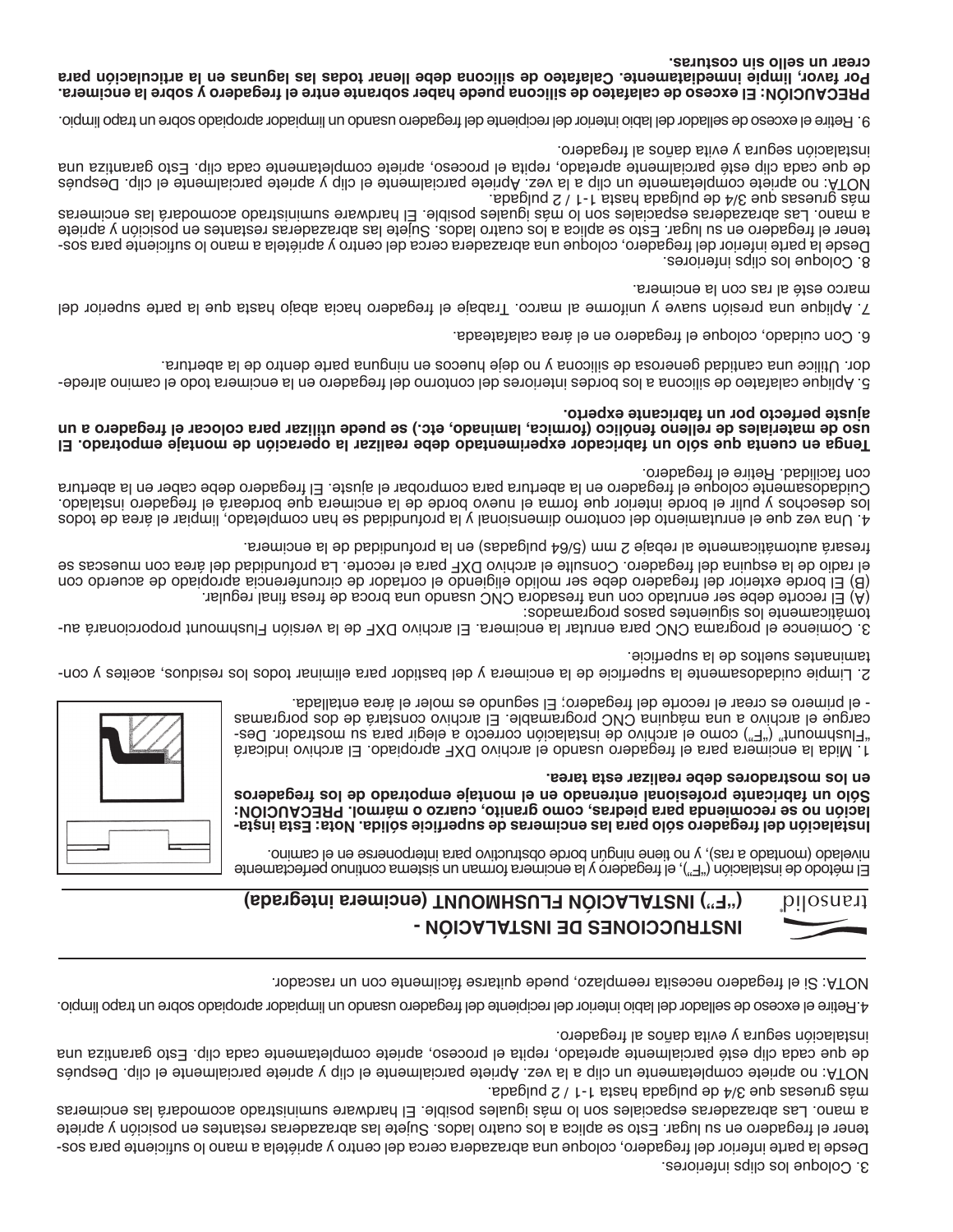3. Coloque los clips inferiores.

Desde la parte inferior del fregadero, coloque una abrazadera cerca del centro y apriétela a mano lo suficiente para sostener el fregadero en su lugar. Esto se aplica a los cuatro lados. Sujete las abrazaderas restantes en posición y apriete a mano. Las abrazaderas espaciales son lo más iguales posible. El hardware suministrado acomodará las encimeras más gruesas que 3/4 de pulgada hasta 1-1 / 2 pulgada.

NOTA: no apriete completamente un clip a la vez. Apriete parcialmente el clip y apriete parcialmente el clip. Después de que cada clip esté parcialmente apretado, repita el proceso, apriete completamente cada clip. Esto garantiza una instalación segura y evita daños al fregadero.

4.Retire el exceso de sellador del labio interior del recipiente del fregadero usando un limpiador apropiado sobre un trapo limpio.

NOTA: Si el fregadero necesita reemplazo, puede quitarse fácilmente con un rascador.

# INSTRUCCIONES DE INSTALACIÓN - ("F") INSTALACIÓN FLUSHMOUNT (encimera integrada)

El método de instalación ("F"), el fregadero y la encimera forman un sistema continuo perfectamente nivelado (montado a ras), y no tiene ningún borde obstructivo para interponerse en el camino.

**Instalación del fregadero sólo para las encimeras de superficie sólida. Nota: Esta instalación no se recomienda para piedras, como granito, cuarzo o mármol. PRECAUCIÓN: Sólo un fabricante profesional entrenado en el montaje empotrado de los fregaderos en los mostradores debe realizar esta tarea.**

1. Mida la encimera para el fregadero usando el archivo DXF apropiado. El archivo indicará "Flushmount" ("F") como el archivo de instalación correcto a elegir para su mostrador. Después cargue el archivo a una máquina CNC programable. El archivo constará de dos porgramas - el primero es crear el recorte del fregadero; El segundo es moler el área entallada.

2. Limpie cuidadosamente la superficie de la encimera y del bastidor para eliminar todos los residuos, aceites y contaminantes sueltos de la superficie.

3. Comience el programa CNC para enrutar la encimera. El archivo DXF de la versión Flushmount proporcionará automáticamente los siguientes pasos programados:
(A) El recorte debe ser enrutado con una fresadora CNC usando una broca de fresa final regular.
(B) El borde exterior del fregadero debe ser molido eligiendo el contador de circunferencia apropiado de acuerdo con el radio de la esquina del fregadero. Consulte el archivo DXF para el recorte. La profundidad del área con muescas se fresará automáticamente al rebaje 2 mm (5/64 pulgadas) en la profundidad de la encimera.

4. Una vez que el enrutamiento del contorno dimensional y la profundidad se han completado, limpiar el área de todos los desechos y pulir el borde interior que forma el nuevo borde de la encimera que bordeará el fregadero instalado. Cuidadosamente coloque el fregadero en la abertura para comprobar el ajuste. El fregadero debe caber en la abertura con facilidad. Retire el fregadero.

**Tenga en cuenta que sólo un fabricador experimentado debe realizar la operación de montaje empotrado. El uso de materiales de relleno fenólico (formica, laminado, etc.) se puede utilizar para colocar el fregadero a un ajuste perfecto por un fabricante experto.**

5. Aplique calafateo de silicona a los bordes interiores del contorno del fregadero en la encimera todo el camino alrededor. Utilice una cantidad generosa de silicona y no deje huecos en ninguna parte dentro de la abertura.

6. Con cuidado, coloque el fregadero en el área calafateada.

7. Aplique una presión suave y uniforme al marco. Trabaje el fregadero hacia abajo hasta que la parte superior del marco esté al ras con la encimera.

8. Coloque los clips inferiores.

Desde la parte inferior del fregadero, coloque una abrazadera cerca del centro y apriétela a mano lo suficiente para sostener el fregadero en su lugar. Esto se aplica a los cuatro lados. Sujete las abrazaderas restantes en posición y apriete a mano. Las abrazaderas espaciales son lo más iguales posible. El hardware suministrado acomodará las encimeras más gruesas que 3/4 de pulgada hasta 1-1 / 2 pulgada.

NOTA: no apriete completamente un clip a la vez. Apriete parcialmente el clip y apriete parcialmente el clip. Después de que cada clip esté parcialmente apretado, repita el proceso, apriete completamente cada clip. Esto garantiza una instalación segura y evita daños al fregadero.

9. Retire el exceso de sellador del labio interior del recipiente del fregadero usando un limpiador apropiado sobre un trapo limpio.

**PRECAUCIÓN: El exceso de calafateo de silicona puede haber sobrante entre el fregadero y sobre la encimera. Por favor, limpie inmediatamente. Calafateo de silicona debe llenar todas las lagunas en la articulación para crear un sello sin costuras.**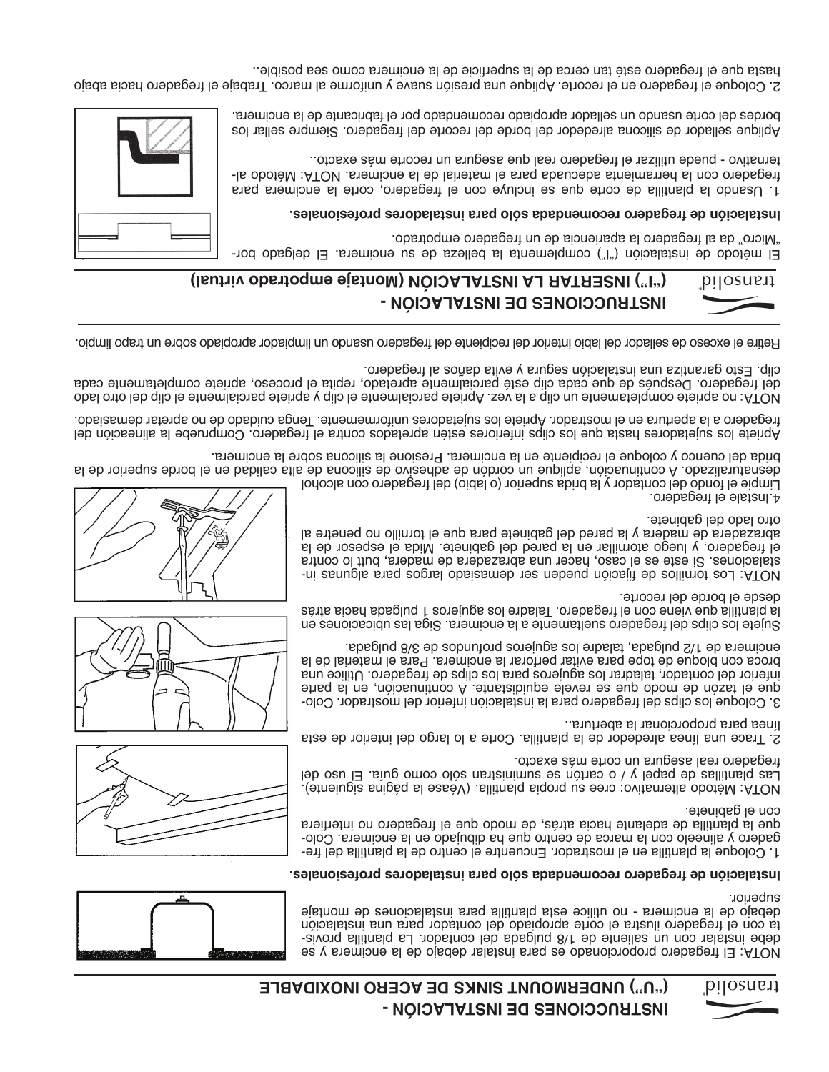# INSTRUCCIONES DE INSTALACIÓN - (“U”) UNDERMOUNT SINKS DE ACERO INOXIDABLE

NOTA: El fregadero proporcionado es para instalar debajo de la encimera y se debe instalar con un saliente de 1/8 pulgada del contador. La plantilla provista con el fregadero ilustra el corte apropiado del contador para una instalación debajo de la encimera - no utilice esta plantilla para instalaciones de montaje superior.

**Instalación de fregadero recomendada sólo para instaladores profesionales.**

1. Coloque la plantilla en el mostrador. Encuentre el centro de la plantilla del fregadero y alinéelo con la marca de centro que ha dibujado en la encimera. Coloque la plantilla de adelante hacia atrás, de modo que el fregadero no interfiera con el gabinete.

NOTA: Método alternativo: cree su propia plantilla. (Véase la página siguiente). Las plantillas de papel y / o cartón se suministran sólo como guía. El uso del fregadero real asegura un corte más exacto.

2. Trace una línea alrededor de la plantilla. Corte a lo largo del interior de esta línea para proporcionar la abertura.

3. Coloque los clips del fregadero para la instalación inferior del mostrador. Coloque el tazón de modo que se revele equidistante. A continuación, en la parte inferior del contador, taladrar los agujeros para los clips de fregadero. Utilice una broca con bloque de tope para evitar perforar la encimera. Para el material de la encimera de 1/2 pulgada, taladre los agujeros profundos de 3/8 pulgada.

Sujete los clips del fregadero sueltamente a la encimera. Siga las ubicaciones en la plantilla que viene con el fregadero. Taladre los agujeros 1 pulgada hacia atrás desde el borde del recorte.

NOTA: Los tornillos de fijación pueden ser demasiado largos para algunas instalaciones. Si este es el caso, hacer una abrazadera de madera, butt lo contra el fregadero, y luego atornillar en la pared del gabinete. Mida el espesor de la abrazadera de madera y la pared del gabinete para que el tornillo no penetre al otro lado del gabinete.

4.Instale el fregadero.

Limpie el fondo del contador y la brida superior (o labio) del fregadero con alcohol desnaturalizado. A continuación, aplique un cordón de adhesivo de silicona de alta calidad en el borde superior de la brida del cuenco y coloque el recipiente en la encimera. Presione la silicona sobre la encimera.

Apriete los sujetadores hasta que los clips inferiores estén apretados contra el fregadero. Compruebe la alineación del fregadero a la apertura en el mostrador. Apriete los sujetadores uniformemente. Tenga cuidado de no apretar demasiado.

NOTA: no apriete completamente un clip a la vez. Apriete parcialmente el clip y apriete parcialmente el clip del otro lado del fregadero. Después de que cada clip esté parcialmente apretado, repita el proceso, apriete completamente cada clip. Esto garantiza una instalación segura y evita daños al fregadero.

Retire el exceso de sellador del labio interior del recipiente del fregadero usando un limpiador apropiado sobre un trapo limpio.

# INSTRUCCIONES DE INSTALACIÓN - (“I”) INSERTAR LA INSTALACIÓN (Montaje empotrado virtual)

El método de instalación (“I”) complementa la belleza de su encimera. El delgado borde “Micro” da al fregadero la apariencia de un fregadero empotrado.

**Instalación de fregadero recomendada sólo para instaladores profesionales.**

1. Usando la plantilla de corte que se incluye con el fregadero, corte la encimera para fregadero con la herramienta adecuada para el material de la encimera. NOTA: Método alternativo - puede utilizar el fregadero real que asegura un recorte más exacto..

Aplique sellador de silicona alrededor del borde del recorte del fregadero. Siempre sellar los bordes del corte usando un sellador apropiado recomendado por el fabricante de la encimera.

2. Coloque el fregadero en el recorte. Aplique una presión suave y uniforme al marco. Trabaje el fregadero hacia abajo hasta que el fregadero esté tan cerca de la superficie de la encimera como sea posible..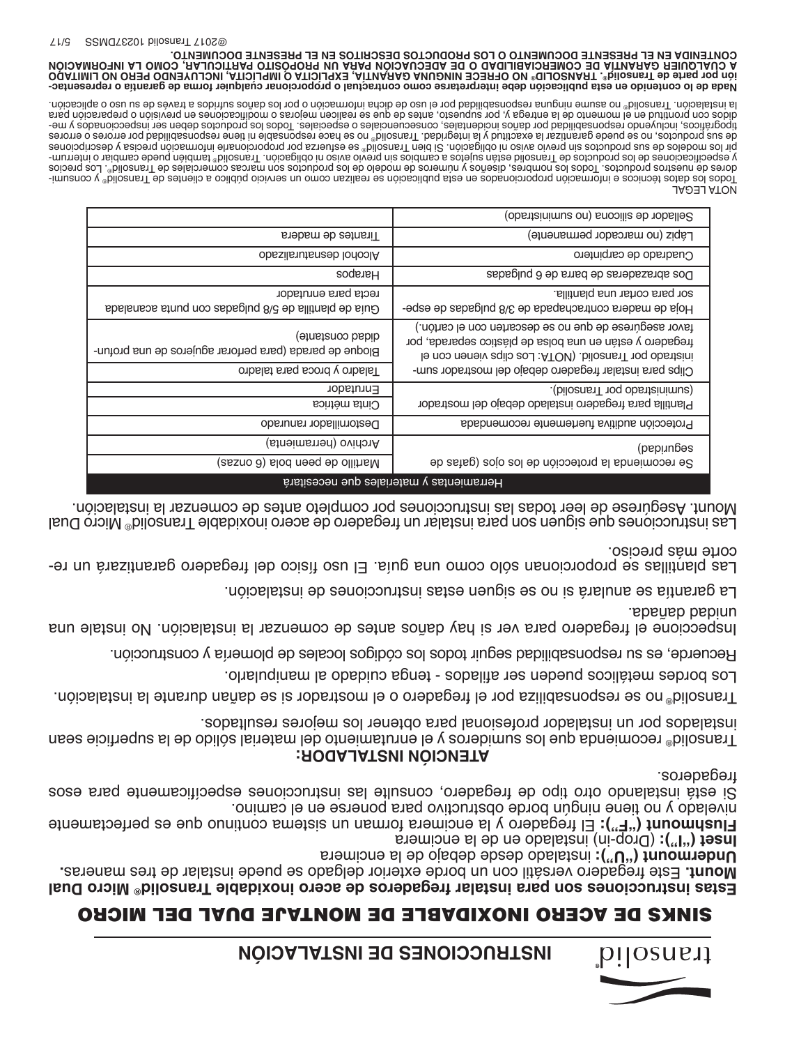# INSTRUCCIONES DE INSTALACIÓN

## SINKS DE ACERO INOXIDABLE DE MONTAJE DUAL DEL MICRO

**Estas instrucciones son para instalar fregaderos de acero inoxidable Transolid® Micro Dual Mount.** Este fregadero versátil con un borde exterior delgado se puede instalar de tres maneras.
**Undermount ("U"):** instalado desde debajo de la encimera
**Inset ("I"):** (Drop-in) instalado en de la encimera
**Flushmount ("F"):** El fregadero y la encimera forman un sistema continuo que es perfectamente nivelado y no tiene ningún borde obstructivo para ponerse en el camino.
Si está instalando otro tipo de fregadero, consulte las instrucciones específicamente para esos fregaderos.

**ATENCIÓN INSTALADOR:**

Transolid® recomienda que los sumideros y el enrutamiento del material sólido de la superficie sean instalados por un instalador profesional para obtener los mejores resultados.

Transolid® no se responsabiliza por el fregadero o el mostrador si se dañan durante la instalación.

Los bordes metálicos pueden ser afilados - tenga cuidado al manipularlo.

Recuerde, es su responsabilidad seguir todos los códigos locales de plomería y construcción.

Inspeccione el fregadero para ver si hay daños antes de comenzar la instalación. No instale una unidad dañada.

La garantía se anulará si no se siguen estas instrucciones de instalación.

Las plantillas se proporcionan sólo como una guía. El uso físico del fregadero garantizará un recorte más preciso.

Las instrucciones que siguen son para instalar un fregadero de acero inoxidable Transolid® Micro Dual Mount. Asegúrese de leer todas las instrucciones por completo antes de comenzar la instalación.

| Herramientas y materiales que necesitará | |
|---|---|
| Se recomienda la protección de los ojos (gafas de seguridad) | Martillo de peen bola (6 onzas) |
| | Archivo (herramienta) |
| Protección auditiva fuertemente recomendada | Destornillador ranurado |
| Plantilla para fregadero instalado debajo del mostrador (suministrado por Transolid). | Cinta métrica |
| | Enrutador |
| Clips para instalar fregadero debajo del mostrador suministrado por Transolid. (NOTA: Los clips vienen con el fregadero y están en una bolsa de plástico separada, por favor asegúrese de que no se descarten con el cartón.) | Taladro y broca para taladro |
| | Bloque de parada (para perforar agujeros de una profundidad constante) |
| Hoja de madera contrachapada de 3/8 pulgadas de espesor para cortar una plantilla. | Guía de plantilla de 5/8 pulgadas con punta acanalada recta para enrutador |
| Dos abrazaderas de barra de 6 pulgadas | Harapos |
| Cuadrado de carpintero | Alcohol desnaturalizado |
| Lápiz (no marcador permanente) | Tirantes de madera |
| Sellador de silicona (no suministrado) | |

NOTA LEGAL

Todos los datos técnicos e información proporcionados en esta publicación se realizan como un servicio público a clientes de Transolid® y consumidores de nuestros productos. Todos los nombres, diseños y números de modelo de los productos son marcas comerciales de Transolid®. Los precios y especificaciones de los productos de Transolid están sujetos a cambios sin previo aviso ni obligación. Transolid® también puede cambiar o interrumpir los modelos de sus productos sin previo aviso ni obligación. Si bien Transolid® se esfuerza por proporcionarle información precisa y descripciones de sus productos, no se puede garantizar la exactitud y la integridad. Transolid® no se hace responsable ni tiene responsabilidad por errores o errores tipográficos, incluyendo responsabilidad por daños incidentales, consecuenciales o especiales. Todos los productos deben ser inspeccionados y medidos con prontitud en el momento de la entrega y, por supuesto, antes de que se realicen mejoras o modificaciones en previsión o preparación para la instalación. Transolid® no asume ninguna responsabilidad por el uso de dicha información o por los daños sufridos a través de su uso o aplicación.

**Nada de lo contenido en esta publicación debe interpretarse como contractual o proporcionar cualquier forma de garantía o representación por parte de Transolid®. TRANSOLID® NO OFRECE NINGUNA GARANTÍA, EXPLÍCITA O IMPLÍCITA, INCLUYENDO PERO NO LIMITADO A CUALQUIER GARANTÍA DE COMERCIABILIDAD O DE ADECUACIÓN PARA UN PROPÓSITO PARTICULAR, COMO LA INFORMACIÓN CONTENIDA EN EL PRESENTE DOCUMENTO O LOS PRODUCTOS DESCRITOS EN EL PRESENTE DOCUMENTO.**

©2017 Transolid 10237DMSS 5/17